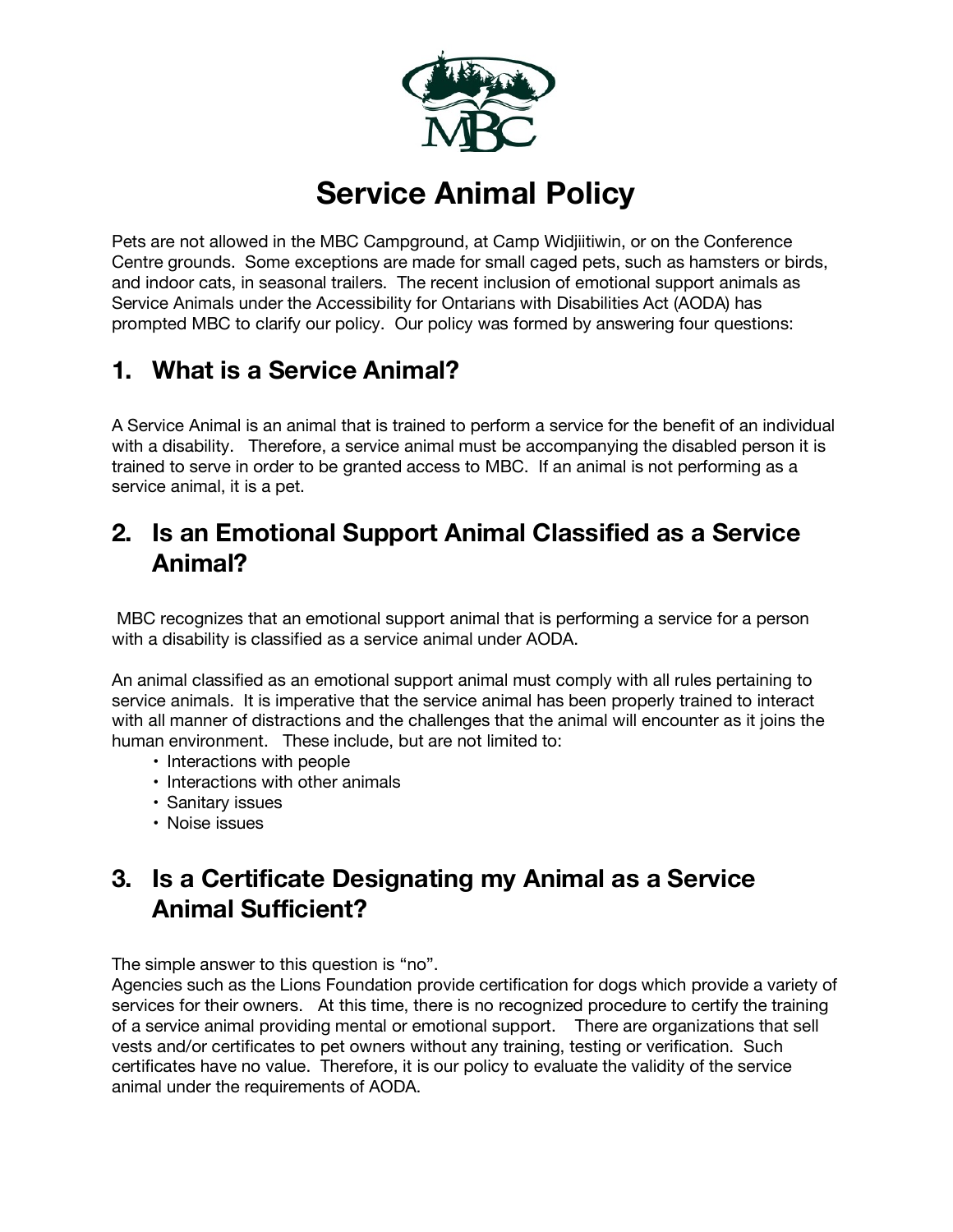# Service Animal Policy

Pets are not allowed in the MBC Campground, at Camp Widjiitiwin, or on the Conference Centre grounds. Some exceptions are made for small caged pets, such as hamsters or birds, and indoor cats, in seasonal trailers. The recent inclusion of emotional support animals as Service Animals under the Accessibility for Ontarians with Disabilities Act (AODA) has prompted MBC to clarify our policy. Our policy was formed by answering four questions:

## 1. What is a Service Animal?

A Service Animal is an animal that is trained to perform a service for the benefit of an individual with a disability. Therefore, a service animal must be accompanying the disabled person it is trained to serve in order to be granted access to MBC. If an animal is not performing as a service animal, it is a pet.

## 2. Is an Emotional Support Animal Classified as a Service Animal?

MBC recognizes that an emotional support animal that is performing a service for a person with a disability is classified as a service animal under AODA.

An animal classified as an emotional support animal must comply with all rules pertaining to service animals. It is imperative that the service animal has been properly trained to interact with all manner of distractions and the challenges that the animal will encounter as it joins the human environment. These include, but are not limited to:

- Interactions with people
- Interactions with other animals
- Sanitary issues
- Noise issues

## 3. Is a Certificate Designating my Animal as a Service Animal Sufficient?

The simple answer to this question is "no".
Agencies such as the Lions Foundation provide certification for dogs which provide a variety of services for their owners. At this time, there is no recognized procedure to certify the training of a service animal providing mental or emotional support. There are organizations that sell vests and/or certificates to pet owners without any training, testing or verification. Such certificates have no value. Therefore, it is our policy to evaluate the validity of the service animal under the requirements of AODA.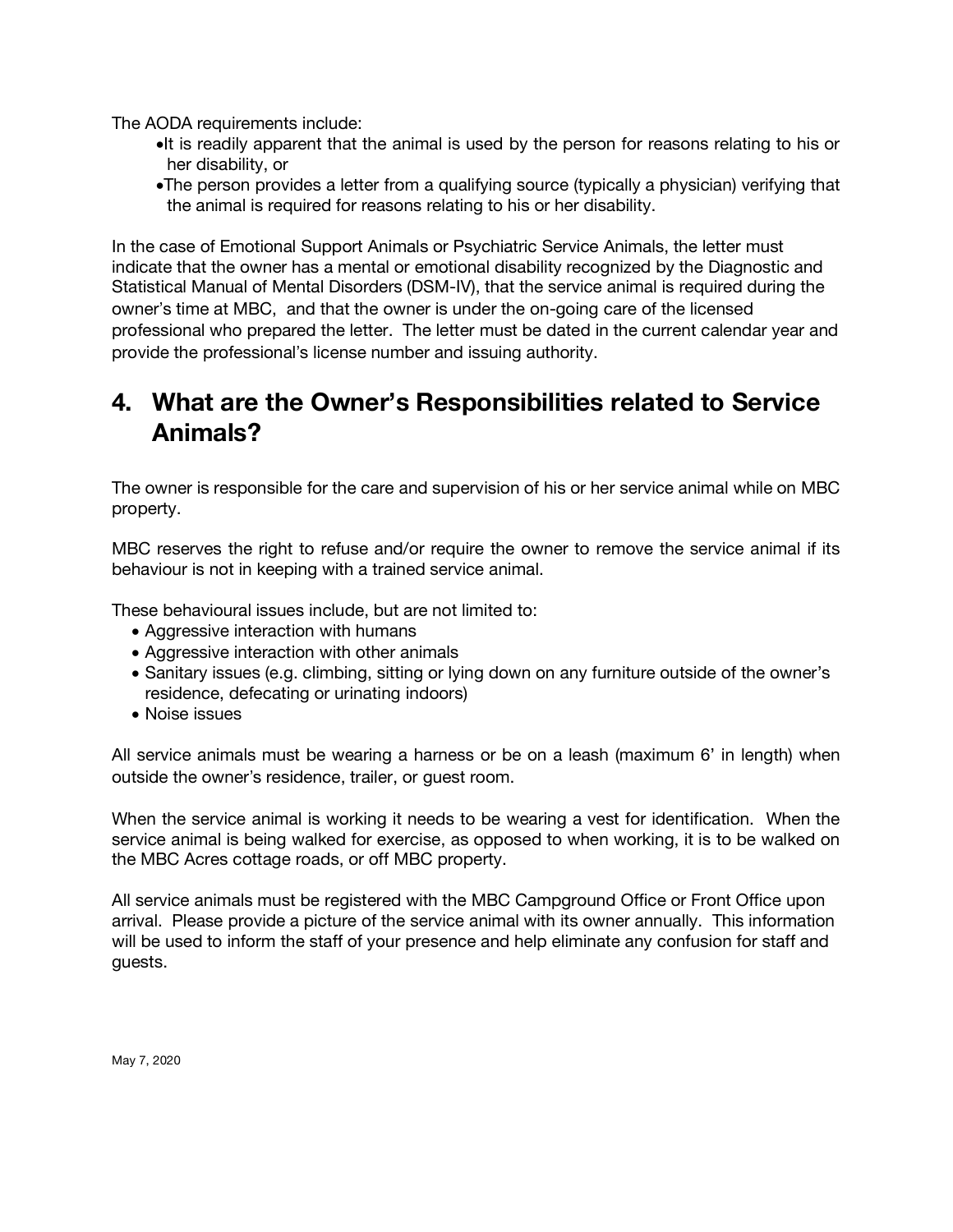The AODA requirements include:

- It is readily apparent that the animal is used by the person for reasons relating to his or her disability, or
- The person provides a letter from a qualifying source (typically a physician) verifying that the animal is required for reasons relating to his or her disability.

In the case of Emotional Support Animals or Psychiatric Service Animals, the letter must indicate that the owner has a mental or emotional disability recognized by the Diagnostic and Statistical Manual of Mental Disorders (DSM-IV), that the service animal is required during the owner's time at MBC, and that the owner is under the on-going care of the licensed professional who prepared the letter. The letter must be dated in the current calendar year and provide the professional's license number and issuing authority.

## 4. What are the Owner's Responsibilities related to Service Animals?

The owner is responsible for the care and supervision of his or her service animal while on MBC property.

MBC reserves the right to refuse and/or require the owner to remove the service animal if its behaviour is not in keeping with a trained service animal.

These behavioural issues include, but are not limited to:

- Aggressive interaction with humans
- Aggressive interaction with other animals
- Sanitary issues (e.g. climbing, sitting or lying down on any furniture outside of the owner's residence, defecating or urinating indoors)
- Noise issues

All service animals must be wearing a harness or be on a leash (maximum 6' in length) when outside the owner's residence, trailer, or guest room.

When the service animal is working it needs to be wearing a vest for identification. When the service animal is being walked for exercise, as opposed to when working, it is to be walked on the MBC Acres cottage roads, or off MBC property.

All service animals must be registered with the MBC Campground Office or Front Office upon arrival. Please provide a picture of the service animal with its owner annually. This information will be used to inform the staff of your presence and help eliminate any confusion for staff and guests.

May 7, 2020